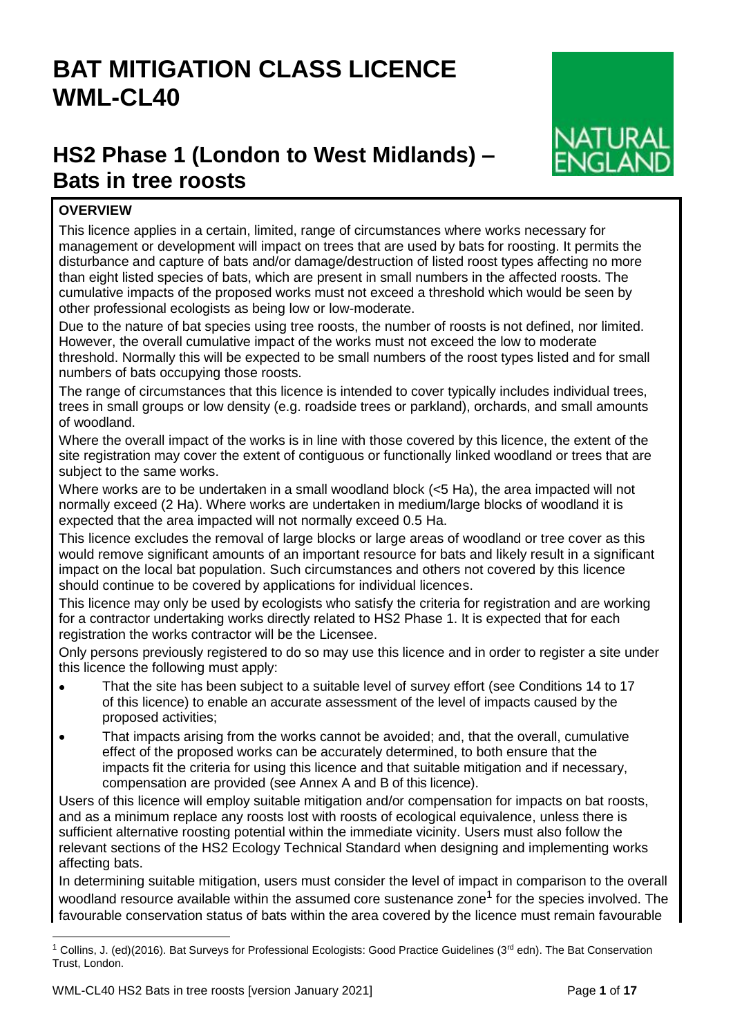# BAT MITIGATION CLASS LICENCE WML-CL40

## HS2 Phase 1 (London to West Midlands) – Bats in tree roosts

**OVERVIEW**

This licence applies in a certain, limited, range of circumstances where works necessary for management or development will impact on trees that are used by bats for roosting. It permits the disturbance and capture of bats and/or damage/destruction of listed roost types affecting no more than eight listed species of bats, which are present in small numbers in the affected roosts. The cumulative impacts of the proposed works must not exceed a threshold which would be seen by other professional ecologists as being low or low-moderate.

Due to the nature of bat species using tree roosts, the number of roosts is not defined, nor limited. However, the overall cumulative impact of the works must not exceed the low to moderate threshold. Normally this will be expected to be small numbers of the roost types listed and for small numbers of bats occupying those roosts.

The range of circumstances that this licence is intended to cover typically includes individual trees, trees in small groups or low density (e.g. roadside trees or parkland), orchards, and small amounts of woodland.

Where the overall impact of the works is in line with those covered by this licence, the extent of the site registration may cover the extent of contiguous or functionally linked woodland or trees that are subject to the same works.

Where works are to be undertaken in a small woodland block (<5 Ha), the area impacted will not normally exceed (2 Ha). Where works are undertaken in medium/large blocks of woodland it is expected that the area impacted will not normally exceed 0.5 Ha.

This licence excludes the removal of large blocks or large areas of woodland or tree cover as this would remove significant amounts of an important resource for bats and likely result in a significant impact on the local bat population. Such circumstances and others not covered by this licence should continue to be covered by applications for individual licences.

This licence may only be used by ecologists who satisfy the criteria for registration and are working for a contractor undertaking works directly related to HS2 Phase 1. It is expected that for each registration the works contractor will be the Licensee.

Only persons previously registered to do so may use this licence and in order to register a site under this licence the following must apply:

- That the site has been subject to a suitable level of survey effort (see Conditions 14 to 17 of this licence) to enable an accurate assessment of the level of impacts caused by the proposed activities;
- That impacts arising from the works cannot be avoided; and, that the overall, cumulative effect of the proposed works can be accurately determined, to both ensure that the impacts fit the criteria for using this licence and that suitable mitigation and if necessary, compensation are provided (see Annex A and B of this licence).

Users of this licence will employ suitable mitigation and/or compensation for impacts on bat roosts, and as a minimum replace any roosts lost with roosts of ecological equivalence, unless there is sufficient alternative roosting potential within the immediate vicinity. Users must also follow the relevant sections of the HS2 Ecology Technical Standard when designing and implementing works affecting bats.

In determining suitable mitigation, users must consider the level of impact in comparison to the overall woodland resource available within the assumed core sustenance zone[1] for the species involved. The favourable conservation status of bats within the area covered by the licence must remain favourable

[1] Collins, J. (ed)(2016). Bat Surveys for Professional Ecologists: Good Practice Guidelines (3rd edn). The Bat Conservation Trust, London.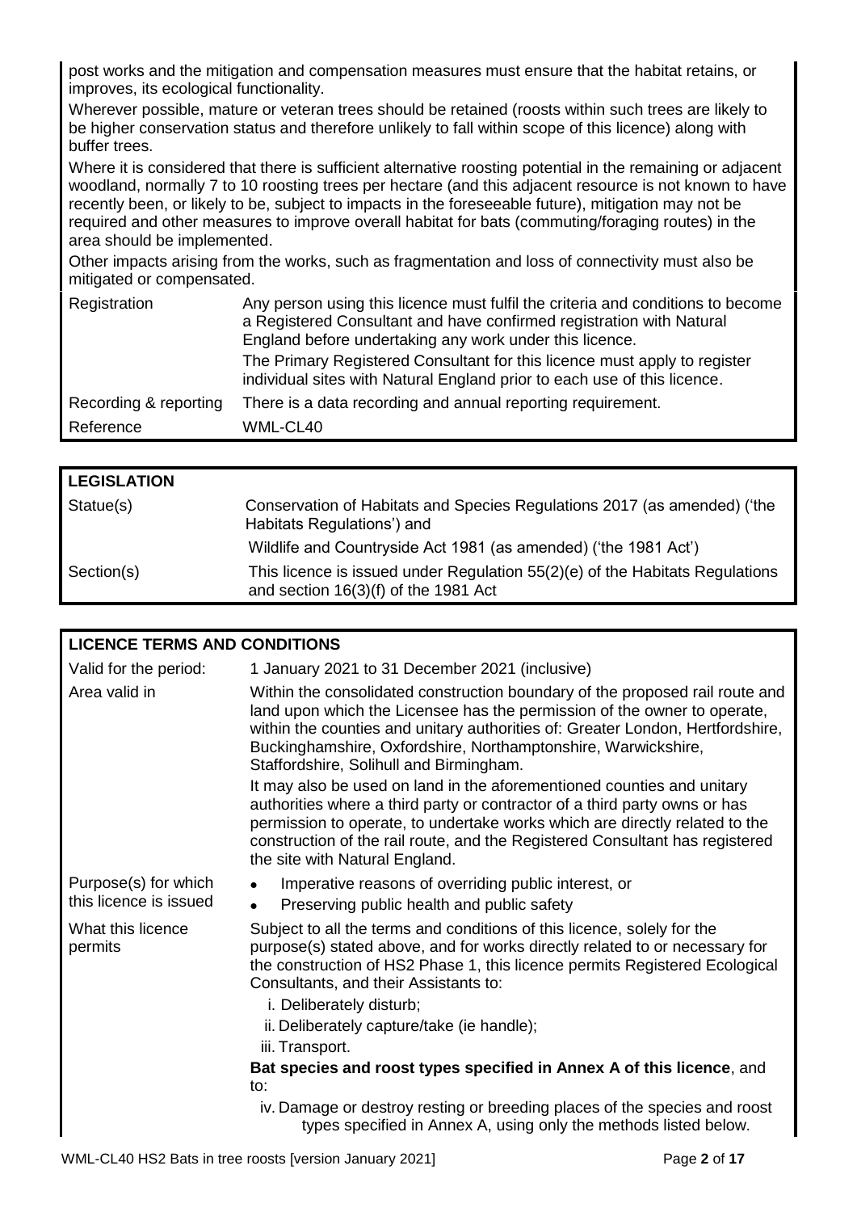post works and the mitigation and compensation measures must ensure that the habitat retains, or improves, its ecological functionality.

Wherever possible, mature or veteran trees should be retained (roosts within such trees are likely to be higher conservation status and therefore unlikely to fall within scope of this licence) along with buffer trees.

Where it is considered that there is sufficient alternative roosting potential in the remaining or adjacent woodland, normally 7 to 10 roosting trees per hectare (and this adjacent resource is not known to have recently been, or likely to be, subject to impacts in the foreseeable future), mitigation may not be required and other measures to improve overall habitat for bats (commuting/foraging routes) in the area should be implemented.

Other impacts arising from the works, such as fragmentation and loss of connectivity must also be mitigated or compensated.

| | |
|---|---|
| Registration | Any person using this licence must fulfil the criteria and conditions to become a Registered Consultant and have confirmed registration with Natural England before undertaking any work under this licence.<br>The Primary Registered Consultant for this licence must apply to register individual sites with Natural England prior to each use of this licence. |
| Recording & reporting | There is a data recording and annual reporting requirement. |
| Reference | WML-CL40 |

| **LEGISLATION** | |
|---|---|
| Statue(s) | Conservation of Habitats and Species Regulations 2017 (as amended) ('the Habitats Regulations') and<br>Wildlife and Countryside Act 1981 (as amended) ('the 1981 Act') |
| Section(s) | This licence is issued under Regulation 55(2)(e) of the Habitats Regulations and section 16(3)(f) of the 1981 Act |

| **LICENCE TERMS AND CONDITIONS** | |
|---|---|
| Valid for the period: | 1 January 2021 to 31 December 2021 (inclusive) |
| Area valid in | Within the consolidated construction boundary of the proposed rail route and land upon which the Licensee has the permission of the owner to operate, within the counties and unitary authorities of: Greater London, Hertfordshire, Buckinghamshire, Oxfordshire, Northamptonshire, Warwickshire, Staffordshire, Solihull and Birmingham.<br>It may also be used on land in the aforementioned counties and unitary authorities where a third party or contractor of a third party owns or has permission to operate, to undertake works which are directly related to the construction of the rail route, and the Registered Consultant has registered the site with Natural England. |
| Purpose(s) for which this licence is issued | • Imperative reasons of overriding public interest, or<br>• Preserving public health and public safety |
| What this licence permits | Subject to all the terms and conditions of this licence, solely for the purpose(s) stated above, and for works directly related to or necessary for the construction of HS2 Phase 1, this licence permits Registered Ecological Consultants, and their Assistants to:<br>i. Deliberately disturb;<br>ii. Deliberately capture/take (ie handle);<br>iii. Transport.<br>**Bat species and roost types specified in Annex A of this licence**, and to:<br>iv. Damage or destroy resting or breeding places of the species and roost types specified in Annex A, using only the methods listed below. |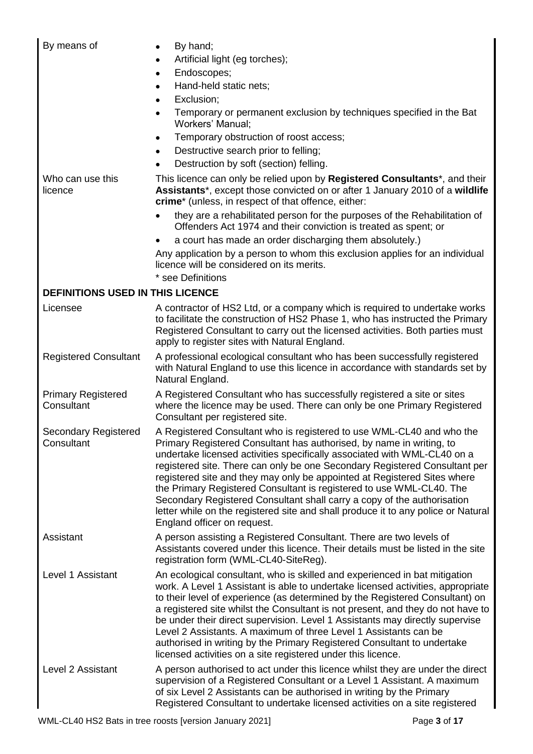| | |
|---|---|
| By means of | • By hand;<br>• Artificial light (eg torches);<br>• Endoscopes;<br>• Hand-held static nets;<br>• Exclusion;<br>• Temporary or permanent exclusion by techniques specified in the Bat Workers' Manual;<br>• Temporary obstruction of roost access;<br>• Destructive search prior to felling;<br>• Destruction by soft (section) felling. |
| Who can use this licence | This licence can only be relied upon by **Registered Consultants***, and their **Assistants***, except those convicted on or after 1 January 2010 of a **wildlife crime*** (unless, in respect of that offence, either:<br>• they are a rehabilitated person for the purposes of the Rehabilitation of Offenders Act 1974 and their conviction is treated as spent; or<br>• a court has made an order discharging them absolutely.)<br>Any application by a person to whom this exclusion applies for an individual licence will be considered on its merits.<br>* see Definitions |

## DEFINITIONS USED IN THIS LICENCE

| | |
|---|---|
| Licensee | A contractor of HS2 Ltd, or a company which is required to undertake works to facilitate the construction of HS2 Phase 1, who has instructed the Primary Registered Consultant to carry out the licensed activities. Both parties must apply to register sites with Natural England. |
| Registered Consultant | A professional ecological consultant who has been successfully registered with Natural England to use this licence in accordance with standards set by Natural England. |
| Primary Registered Consultant | A Registered Consultant who has successfully registered a site or sites where the licence may be used. There can only be one Primary Registered Consultant per registered site. |
| Secondary Registered Consultant | A Registered Consultant who is registered to use WML-CL40 and who the Primary Registered Consultant has authorised, by name in writing, to undertake licensed activities specifically associated with WML-CL40 on a registered site. There can only be one Secondary Registered Consultant per registered site and they may only be appointed at Registered Sites where the Primary Registered Consultant is registered to use WML-CL40. The Secondary Registered Consultant shall carry a copy of the authorisation letter while on the registered site and shall produce it to any police or Natural England officer on request. |
| Assistant | A person assisting a Registered Consultant. There are two levels of Assistants covered under this licence. Their details must be listed in the site registration form (WML-CL40-SiteReg). |
| Level 1 Assistant | An ecological consultant, who is skilled and experienced in bat mitigation work. A Level 1 Assistant is able to undertake licensed activities, appropriate to their level of experience (as determined by the Registered Consultant) on a registered site whilst the Consultant is not present, and they do not have to be under their direct supervision. Level 1 Assistants may directly supervise Level 2 Assistants. A maximum of three Level 1 Assistants can be authorised in writing by the Primary Registered Consultant to undertake licensed activities on a site registered under this licence. |
| Level 2 Assistant | A person authorised to act under this licence whilst they are under the direct supervision of a Registered Consultant or a Level 1 Assistant. A maximum of six Level 2 Assistants can be authorised in writing by the Primary Registered Consultant to undertake licensed activities on a site registered |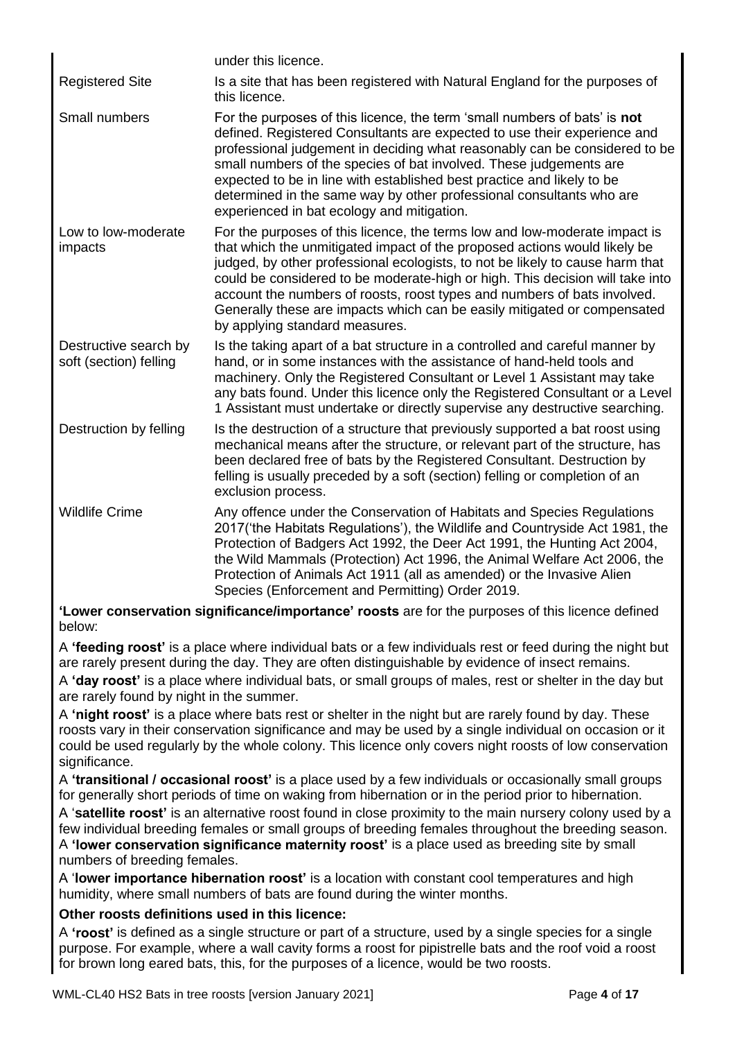| | |
|---|---|
| | under this licence. |
| Registered Site | Is a site that has been registered with Natural England for the purposes of this licence. |
| Small numbers | For the purposes of this licence, the term 'small numbers of bats' is **not** defined. Registered Consultants are expected to use their experience and professional judgement in deciding what reasonably can be considered to be small numbers of the species of bat involved. These judgements are expected to be in line with established best practice and likely to be determined in the same way by other professional consultants who are experienced in bat ecology and mitigation. |
| Low to low-moderate impacts | For the purposes of this licence, the terms low and low-moderate impact is that which the unmitigated impact of the proposed actions would likely be judged, by other professional ecologists, to not be likely to cause harm that could be considered to be moderate-high or high. This decision will take into account the numbers of roosts, roost types and numbers of bats involved. Generally these are impacts which can be easily mitigated or compensated by applying standard measures. |
| Destructive search by soft (section) felling | Is the taking apart of a bat structure in a controlled and careful manner by hand, or in some instances with the assistance of hand-held tools and machinery. Only the Registered Consultant or Level 1 Assistant may take any bats found. Under this licence only the Registered Consultant or a Level 1 Assistant must undertake or directly supervise any destructive searching. |
| Destruction by felling | Is the destruction of a structure that previously supported a bat roost using mechanical means after the structure, or relevant part of the structure, has been declared free of bats by the Registered Consultant. Destruction by felling is usually preceded by a soft (section) felling or completion of an exclusion process. |
| Wildlife Crime | Any offence under the Conservation of Habitats and Species Regulations 2017('the Habitats Regulations'), the Wildlife and Countryside Act 1981, the Protection of Badgers Act 1992, the Deer Act 1991, the Hunting Act 2004, the Wild Mammals (Protection) Act 1996, the Animal Welfare Act 2006, the Protection of Animals Act 1911 (all as amended) or the Invasive Alien Species (Enforcement and Permitting) Order 2019. |

**'Lower conservation significance/importance' roosts** are for the purposes of this licence defined below:

A **'feeding roost'** is a place where individual bats or a few individuals rest or feed during the night but are rarely present during the day. They are often distinguishable by evidence of insect remains.

A **'day roost'** is a place where individual bats, or small groups of males, rest or shelter in the day but are rarely found by night in the summer.

A **'night roost'** is a place where bats rest or shelter in the night but are rarely found by day. These roosts vary in their conservation significance and may be used by a single individual on occasion or it could be used regularly by the whole colony. This licence only covers night roosts of low conservation significance.

A **'transitional / occasional roost'** is a place used by a few individuals or occasionally small groups for generally short periods of time on waking from hibernation or in the period prior to hibernation.

A '**satellite roost'** is an alternative roost found in close proximity to the main nursery colony used by a few individual breeding females or small groups of breeding females throughout the breeding season.

A **'lower conservation significance maternity roost'** is a place used as breeding site by small numbers of breeding females.

A '**lower importance hibernation roost'** is a location with constant cool temperatures and high humidity, where small numbers of bats are found during the winter months.

**Other roosts definitions used in this licence:**

A **'roost'** is defined as a single structure or part of a structure, used by a single species for a single purpose. For example, where a wall cavity forms a roost for pipistrelle bats and the roof void a roost for brown long eared bats, this, for the purposes of a licence, would be two roosts.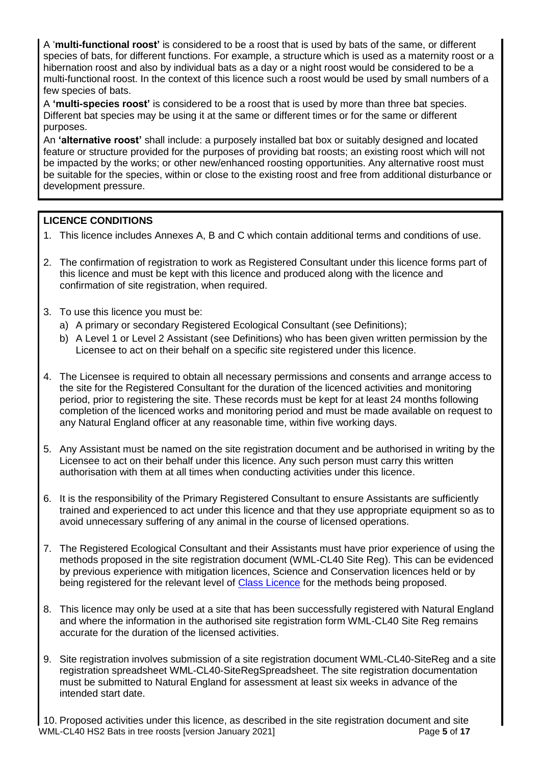A '**multi-functional roost'** is considered to be a roost that is used by bats of the same, or different species of bats, for different functions. For example, a structure which is used as a maternity roost or a hibernation roost and also by individual bats as a day or a night roost would be considered to be a multi-functional roost. In the context of this licence such a roost would be used by small numbers of a few species of bats.

A **'multi-species roost'** is considered to be a roost that is used by more than three bat species. Different bat species may be using it at the same or different times or for the same or different purposes.

An **'alternative roost'** shall include: a purposely installed bat box or suitably designed and located feature or structure provided for the purposes of providing bat roosts; an existing roost which will not be impacted by the works; or other new/enhanced roosting opportunities. Any alternative roost must be suitable for the species, within or close to the existing roost and free from additional disturbance or development pressure.

**LICENCE CONDITIONS**

1. This licence includes Annexes A, B and C which contain additional terms and conditions of use.

2. The confirmation of registration to work as Registered Consultant under this licence forms part of this licence and must be kept with this licence and produced along with the licence and confirmation of site registration, when required.

3. To use this licence you must be:
   a) A primary or secondary Registered Ecological Consultant (see Definitions);
   b) A Level 1 or Level 2 Assistant (see Definitions) who has been given written permission by the Licensee to act on their behalf on a specific site registered under this licence.

4. The Licensee is required to obtain all necessary permissions and consents and arrange access to the site for the Registered Consultant for the duration of the licenced activities and monitoring period, prior to registering the site. These records must be kept for at least 24 months following completion of the licenced works and monitoring period and must be made available on request to any Natural England officer at any reasonable time, within five working days.

5. Any Assistant must be named on the site registration document and be authorised in writing by the Licensee to act on their behalf under this licence. Any such person must carry this written authorisation with them at all times when conducting activities under this licence.

6. It is the responsibility of the Primary Registered Consultant to ensure Assistants are sufficiently trained and experienced to act under this licence and that they use appropriate equipment so as to avoid unnecessary suffering of any animal in the course of licensed operations.

7. The Registered Ecological Consultant and their Assistants must have prior experience of using the methods proposed in the site registration document (WML-CL40 Site Reg). This can be evidenced by previous experience with mitigation licences, Science and Conservation licences held or by being registered for the relevant level of Class Licence for the methods being proposed.

8. This licence may only be used at a site that has been successfully registered with Natural England and where the information in the authorised site registration form WML-CL40 Site Reg remains accurate for the duration of the licensed activities.

9. Site registration involves submission of a site registration document WML-CL40-SiteReg and a site registration spreadsheet WML-CL40-SiteRegSpreadsheet. The site registration documentation must be submitted to Natural England for assessment at least six weeks in advance of the intended start date.

10. Proposed activities under this licence, as described in the site registration document and site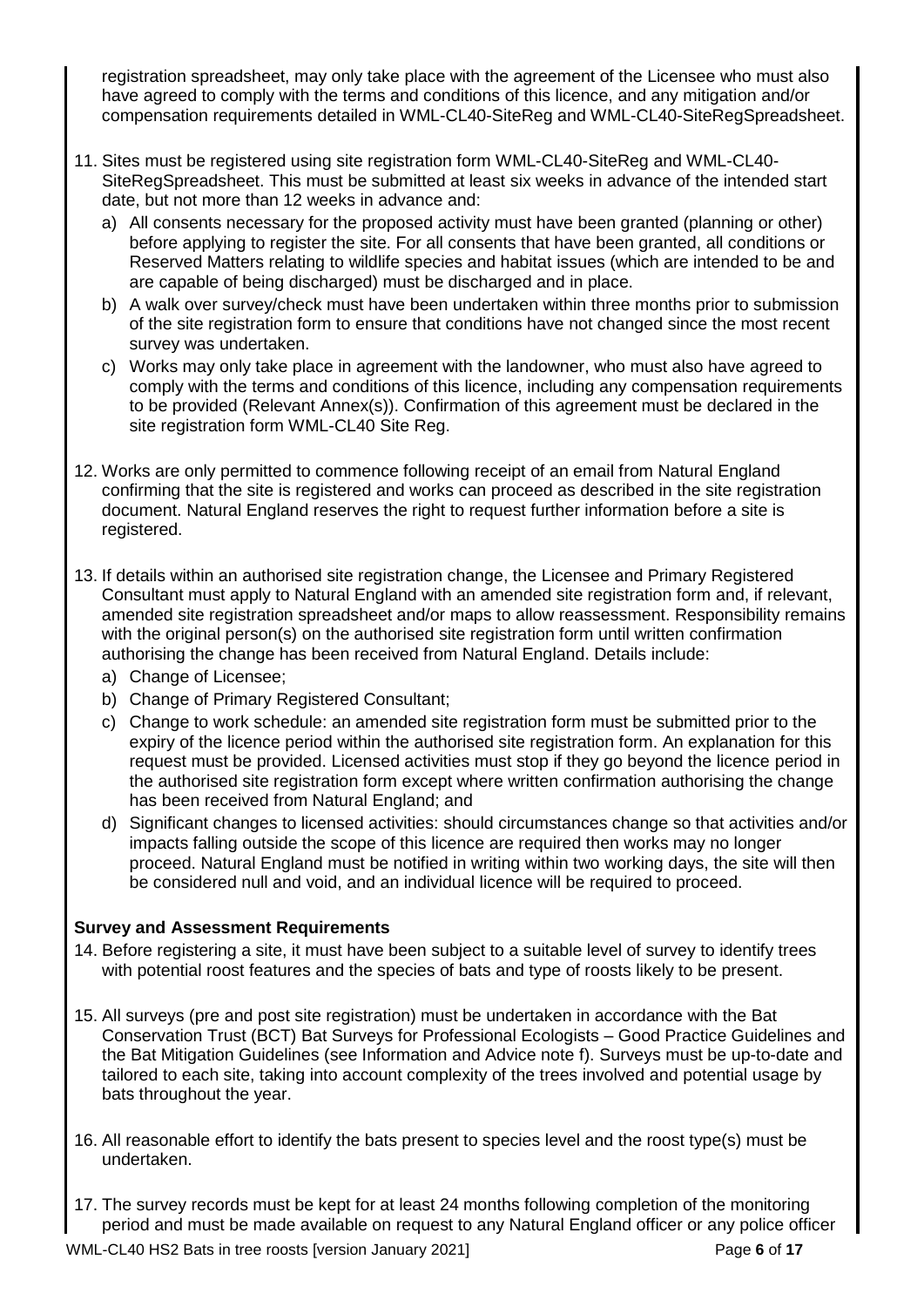registration spreadsheet, may only take place with the agreement of the Licensee who must also have agreed to comply with the terms and conditions of this licence, and any mitigation and/or compensation requirements detailed in WML-CL40-SiteReg and WML-CL40-SiteRegSpreadsheet.

11. Sites must be registered using site registration form WML-CL40-SiteReg and WML-CL40-SiteRegSpreadsheet. This must be submitted at least six weeks in advance of the intended start date, but not more than 12 weeks in advance and:
    a) All consents necessary for the proposed activity must have been granted (planning or other) before applying to register the site. For all consents that have been granted, all conditions or Reserved Matters relating to wildlife species and habitat issues (which are intended to be and are capable of being discharged) must be discharged and in place.
    b) A walk over survey/check must have been undertaken within three months prior to submission of the site registration form to ensure that conditions have not changed since the most recent survey was undertaken.
    c) Works may only take place in agreement with the landowner, who must also have agreed to comply with the terms and conditions of this licence, including any compensation requirements to be provided (Relevant Annex(s)). Confirmation of this agreement must be declared in the site registration form WML-CL40 Site Reg.

12. Works are only permitted to commence following receipt of an email from Natural England confirming that the site is registered and works can proceed as described in the site registration document. Natural England reserves the right to request further information before a site is registered.

13. If details within an authorised site registration change, the Licensee and Primary Registered Consultant must apply to Natural England with an amended site registration form and, if relevant, amended site registration spreadsheet and/or maps to allow reassessment. Responsibility remains with the original person(s) on the authorised site registration form until written confirmation authorising the change has been received from Natural England. Details include:
    a) Change of Licensee;
    b) Change of Primary Registered Consultant;
    c) Change to work schedule: an amended site registration form must be submitted prior to the expiry of the licence period within the authorised site registration form. An explanation for this request must be provided. Licensed activities must stop if they go beyond the licence period in the authorised site registration form except where written confirmation authorising the change has been received from Natural England; and
    d) Significant changes to licensed activities: should circumstances change so that activities and/or impacts falling outside the scope of this licence are required then works may no longer proceed. Natural England must be notified in writing within two working days, the site will then be considered null and void, and an individual licence will be required to proceed.

**Survey and Assessment Requirements**

14. Before registering a site, it must have been subject to a suitable level of survey to identify trees with potential roost features and the species of bats and type of roosts likely to be present.

15. All surveys (pre and post site registration) must be undertaken in accordance with the Bat Conservation Trust (BCT) Bat Surveys for Professional Ecologists – Good Practice Guidelines and the Bat Mitigation Guidelines (see Information and Advice note f). Surveys must be up-to-date and tailored to each site, taking into account complexity of the trees involved and potential usage by bats throughout the year.

16. All reasonable effort to identify the bats present to species level and the roost type(s) must be undertaken.

17. The survey records must be kept for at least 24 months following completion of the monitoring period and must be made available on request to any Natural England officer or any police officer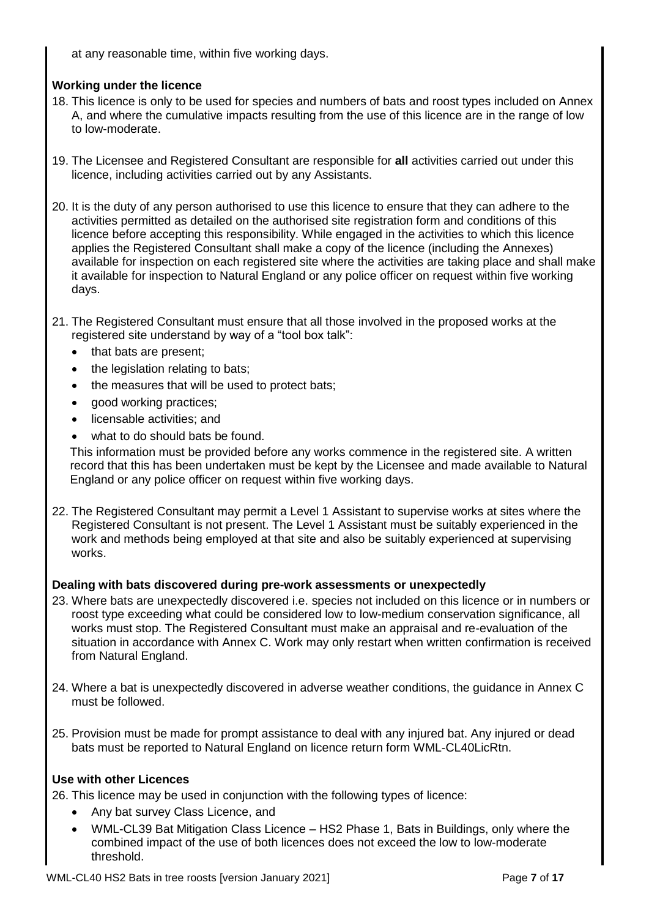at any reasonable time, within five working days.

**Working under the licence**

18. This licence is only to be used for species and numbers of bats and roost types included on Annex A, and where the cumulative impacts resulting from the use of this licence are in the range of low to low-moderate.

19. The Licensee and Registered Consultant are responsible for **all** activities carried out under this licence, including activities carried out by any Assistants.

20. It is the duty of any person authorised to use this licence to ensure that they can adhere to the activities permitted as detailed on the authorised site registration form and conditions of this licence before accepting this responsibility. While engaged in the activities to which this licence applies the Registered Consultant shall make a copy of the licence (including the Annexes) available for inspection on each registered site where the activities are taking place and shall make it available for inspection to Natural England or any police officer on request within five working days.

21. The Registered Consultant must ensure that all those involved in the proposed works at the registered site understand by way of a "tool box talk":
    - that bats are present;
    - the legislation relating to bats;
    - the measures that will be used to protect bats;
    - good working practices;
    - licensable activities; and
    - what to do should bats be found.

    This information must be provided before any works commence in the registered site. A written record that this has been undertaken must be kept by the Licensee and made available to Natural England or any police officer on request within five working days.

22. The Registered Consultant may permit a Level 1 Assistant to supervise works at sites where the Registered Consultant is not present. The Level 1 Assistant must be suitably experienced in the work and methods being employed at that site and also be suitably experienced at supervising works.

**Dealing with bats discovered during pre-work assessments or unexpectedly**

23. Where bats are unexpectedly discovered i.e. species not included on this licence or in numbers or roost type exceeding what could be considered low to low-medium conservation significance, all works must stop. The Registered Consultant must make an appraisal and re-evaluation of the situation in accordance with Annex C. Work may only restart when written confirmation is received from Natural England.

24. Where a bat is unexpectedly discovered in adverse weather conditions, the guidance in Annex C must be followed.

25. Provision must be made for prompt assistance to deal with any injured bat. Any injured or dead bats must be reported to Natural England on licence return form WML-CL40LicRtn.

**Use with other Licences**

26. This licence may be used in conjunction with the following types of licence:
    - Any bat survey Class Licence, and
    - WML-CL39 Bat Mitigation Class Licence – HS2 Phase 1, Bats in Buildings, only where the combined impact of the use of both licences does not exceed the low to low-moderate threshold.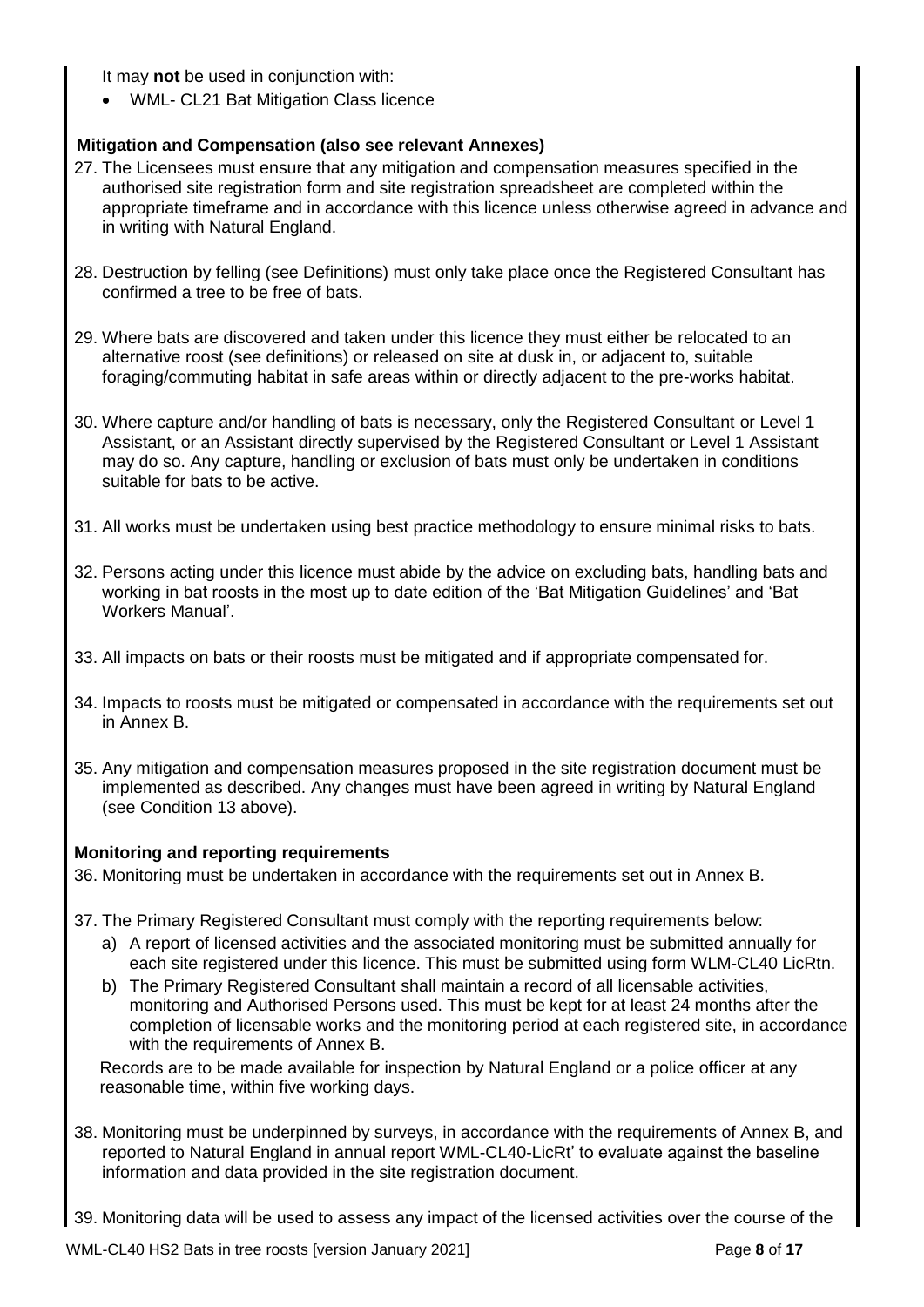It may **not** be used in conjunction with:

- WML- CL21 Bat Mitigation Class licence

**Mitigation and Compensation (also see relevant Annexes)**

27. The Licensees must ensure that any mitigation and compensation measures specified in the authorised site registration form and site registration spreadsheet are completed within the appropriate timeframe and in accordance with this licence unless otherwise agreed in advance and in writing with Natural England.

28. Destruction by felling (see Definitions) must only take place once the Registered Consultant has confirmed a tree to be free of bats.

29. Where bats are discovered and taken under this licence they must either be relocated to an alternative roost (see definitions) or released on site at dusk in, or adjacent to, suitable foraging/commuting habitat in safe areas within or directly adjacent to the pre-works habitat.

30. Where capture and/or handling of bats is necessary, only the Registered Consultant or Level 1 Assistant, or an Assistant directly supervised by the Registered Consultant or Level 1 Assistant may do so. Any capture, handling or exclusion of bats must only be undertaken in conditions suitable for bats to be active.

31. All works must be undertaken using best practice methodology to ensure minimal risks to bats.

32. Persons acting under this licence must abide by the advice on excluding bats, handling bats and working in bat roosts in the most up to date edition of the 'Bat Mitigation Guidelines' and 'Bat Workers Manual'.

33. All impacts on bats or their roosts must be mitigated and if appropriate compensated for.

34. Impacts to roosts must be mitigated or compensated in accordance with the requirements set out in Annex B.

35. Any mitigation and compensation measures proposed in the site registration document must be implemented as described. Any changes must have been agreed in writing by Natural England (see Condition 13 above).

**Monitoring and reporting requirements**

36. Monitoring must be undertaken in accordance with the requirements set out in Annex B.

37. The Primary Registered Consultant must comply with the reporting requirements below:
    a) A report of licensed activities and the associated monitoring must be submitted annually for each site registered under this licence. This must be submitted using form WLM-CL40 LicRtn.
    b) The Primary Registered Consultant shall maintain a record of all licensable activities, monitoring and Authorised Persons used. This must be kept for at least 24 months after the completion of licensable works and the monitoring period at each registered site, in accordance with the requirements of Annex B.

    Records are to be made available for inspection by Natural England or a police officer at any reasonable time, within five working days.

38. Monitoring must be underpinned by surveys, in accordance with the requirements of Annex B, and reported to Natural England in annual report WML-CL40-LicRt' to evaluate against the baseline information and data provided in the site registration document.

39. Monitoring data will be used to assess any impact of the licensed activities over the course of the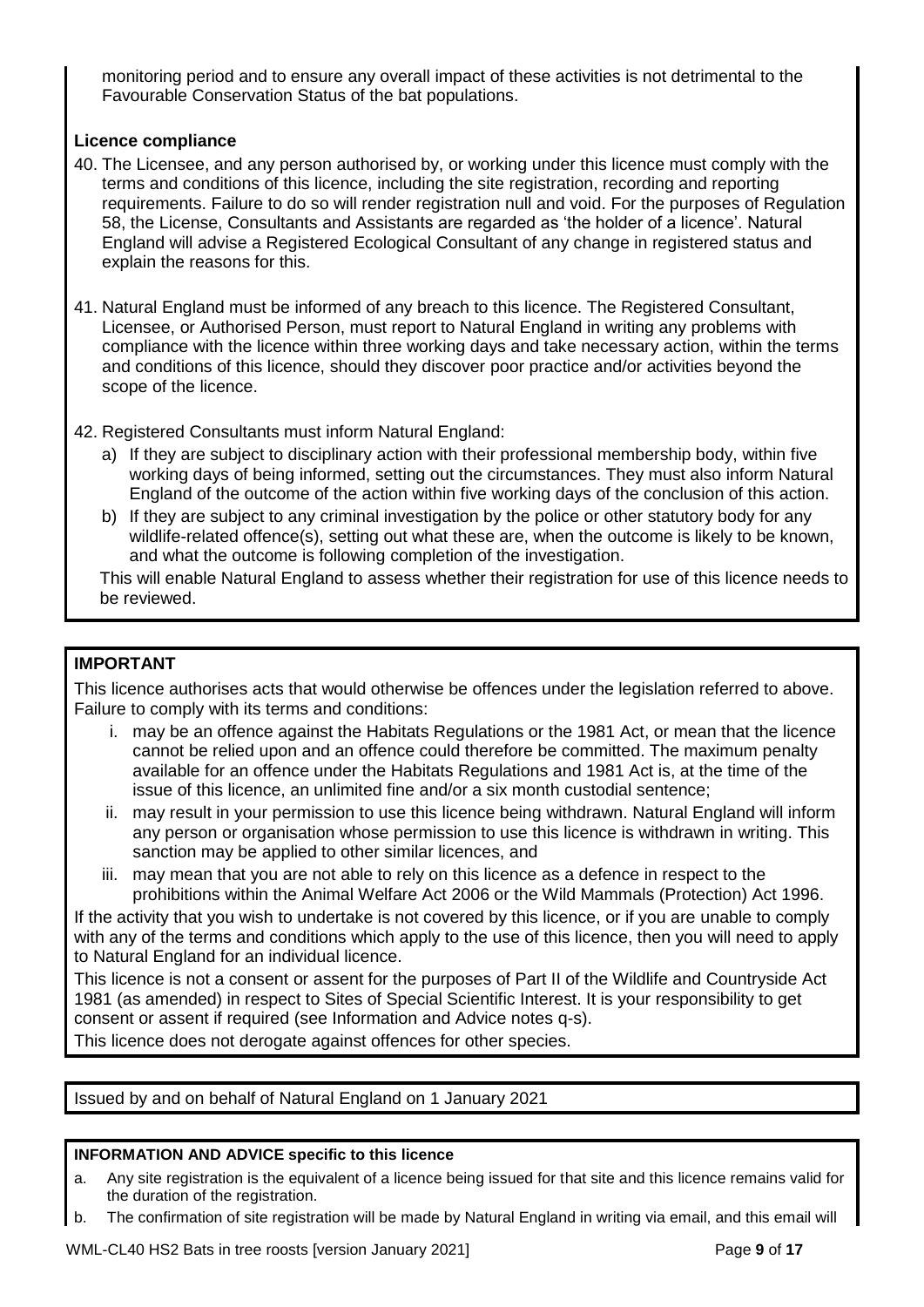monitoring period and to ensure any overall impact of these activities is not detrimental to the Favourable Conservation Status of the bat populations.

**Licence compliance**

40. The Licensee, and any person authorised by, or working under this licence must comply with the terms and conditions of this licence, including the site registration, recording and reporting requirements. Failure to do so will render registration null and void. For the purposes of Regulation 58, the License, Consultants and Assistants are regarded as 'the holder of a licence'. Natural England will advise a Registered Ecological Consultant of any change in registered status and explain the reasons for this.

41. Natural England must be informed of any breach to this licence. The Registered Consultant, Licensee, or Authorised Person, must report to Natural England in writing any problems with compliance with the licence within three working days and take necessary action, within the terms and conditions of this licence, should they discover poor practice and/or activities beyond the scope of the licence.

42. Registered Consultants must inform Natural England:
    a) If they are subject to disciplinary action with their professional membership body, within five working days of being informed, setting out the circumstances. They must also inform Natural England of the outcome of the action within five working days of the conclusion of this action.
    b) If they are subject to any criminal investigation by the police or other statutory body for any wildlife-related offence(s), setting out what these are, when the outcome is likely to be known, and what the outcome is following completion of the investigation.

    This will enable Natural England to assess whether their registration for use of this licence needs to be reviewed.

**IMPORTANT**

This licence authorises acts that would otherwise be offences under the legislation referred to above. Failure to comply with its terms and conditions:

i. may be an offence against the Habitats Regulations or the 1981 Act, or mean that the licence cannot be relied upon and an offence could therefore be committed. The maximum penalty available for an offence under the Habitats Regulations and 1981 Act is, at the time of the issue of this licence, an unlimited fine and/or a six month custodial sentence;
ii. may result in your permission to use this licence being withdrawn. Natural England will inform any person or organisation whose permission to use this licence is withdrawn in writing. This sanction may be applied to other similar licences, and
iii. may mean that you are not able to rely on this licence as a defence in respect to the prohibitions within the Animal Welfare Act 2006 or the Wild Mammals (Protection) Act 1996.

If the activity that you wish to undertake is not covered by this licence, or if you are unable to comply with any of the terms and conditions which apply to the use of this licence, then you will need to apply to Natural England for an individual licence.

This licence is not a consent or assent for the purposes of Part II of the Wildlife and Countryside Act 1981 (as amended) in respect to Sites of Special Scientific Interest. It is your responsibility to get consent or assent if required (see Information and Advice notes q-s).

This licence does not derogate against offences for other species.

Issued by and on behalf of Natural England on 1 January 2021

**INFORMATION AND ADVICE specific to this licence**

a. Any site registration is the equivalent of a licence being issued for that site and this licence remains valid for the duration of the registration.
b. The confirmation of site registration will be made by Natural England in writing via email, and this email will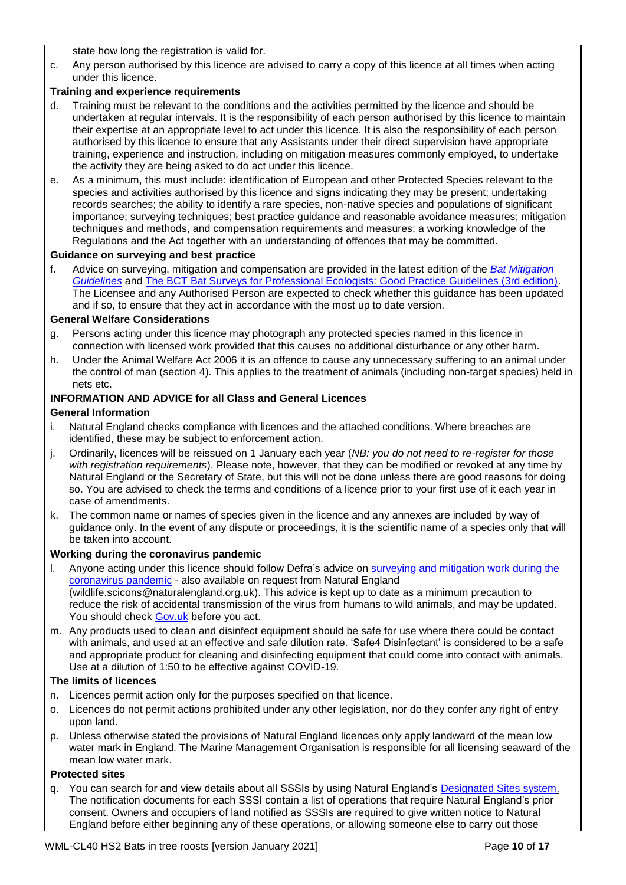state how long the registration is valid for.

c. Any person authorised by this licence are advised to carry a copy of this licence at all times when acting under this licence.

**Training and experience requirements**

d. Training must be relevant to the conditions and the activities permitted by the licence and should be undertaken at regular intervals. It is the responsibility of each person authorised by this licence to maintain their expertise at an appropriate level to act under this licence. It is also the responsibility of each person authorised by this licence to ensure that any Assistants under their direct supervision have appropriate training, experience and instruction, including on mitigation measures commonly employed, to undertake the activity they are being asked to do act under this licence.

e. As a minimum, this must include: identification of European and other Protected Species relevant to the species and activities authorised by this licence and signs indicating they may be present; undertaking records searches; the ability to identify a rare species, non-native species and populations of significant importance; surveying techniques; best practice guidance and reasonable avoidance measures; mitigation techniques and methods, and compensation requirements and measures; a working knowledge of the Regulations and the Act together with an understanding of offences that may be committed.

**Guidance on surveying and best practice**

f. Advice on surveying, mitigation and compensation are provided in the latest edition of the *Bat Mitigation Guidelines* and The BCT Bat Surveys for Professional Ecologists: Good Practice Guidelines (3rd edition). The Licensee and any Authorised Person are expected to check whether this guidance has been updated and if so, to ensure that they act in accordance with the most up to date version.

**General Welfare Considerations**

g. Persons acting under this licence may photograph any protected species named in this licence in connection with licensed work provided that this causes no additional disturbance or any other harm.

h. Under the Animal Welfare Act 2006 it is an offence to cause any unnecessary suffering to an animal under the control of man (section 4). This applies to the treatment of animals (including non-target species) held in nets etc.

**INFORMATION AND ADVICE for all Class and General Licences**

**General Information**

i. Natural England checks compliance with licences and the attached conditions. Where breaches are identified, these may be subject to enforcement action.

j. Ordinarily, licences will be reissued on 1 January each year (*NB: you do not need to re-register for those with registration requirements*). Please note, however, that they can be modified or revoked at any time by Natural England or the Secretary of State, but this will not be done unless there are good reasons for doing so. You are advised to check the terms and conditions of a licence prior to your first use of it each year in case of amendments.

k. The common name or names of species given in the licence and any annexes are included by way of guidance only. In the event of any dispute or proceedings, it is the scientific name of a species only that will be taken into account.

**Working during the coronavirus pandemic**

l. Anyone acting under this licence should follow Defra's advice on surveying and mitigation work during the coronavirus pandemic - also available on request from Natural England (wildlife.scicons@naturalengland.org.uk). This advice is kept up to date as a minimum precaution to reduce the risk of accidental transmission of the virus from humans to wild animals, and may be updated. You should check Gov.uk before you act.

m. Any products used to clean and disinfect equipment should be safe for use where there could be contact with animals, and used at an effective and safe dilution rate. 'Safe4 Disinfectant' is considered to be a safe and appropriate product for cleaning and disinfecting equipment that could come into contact with animals. Use at a dilution of 1:50 to be effective against COVID-19.

**The limits of licences**

n. Licences permit action only for the purposes specified on that licence.

o. Licences do not permit actions prohibited under any other legislation, nor do they confer any right of entry upon land.

p. Unless otherwise stated the provisions of Natural England licences only apply landward of the mean low water mark in England. The Marine Management Organisation is responsible for all licensing seaward of the mean low water mark.

**Protected sites**

q. You can search for and view details about all SSSIs by using Natural England's Designated Sites system. The notification documents for each SSSI contain a list of operations that require Natural England's prior consent. Owners and occupiers of land notified as SSSIs are required to give written notice to Natural England before either beginning any of these operations, or allowing someone else to carry out those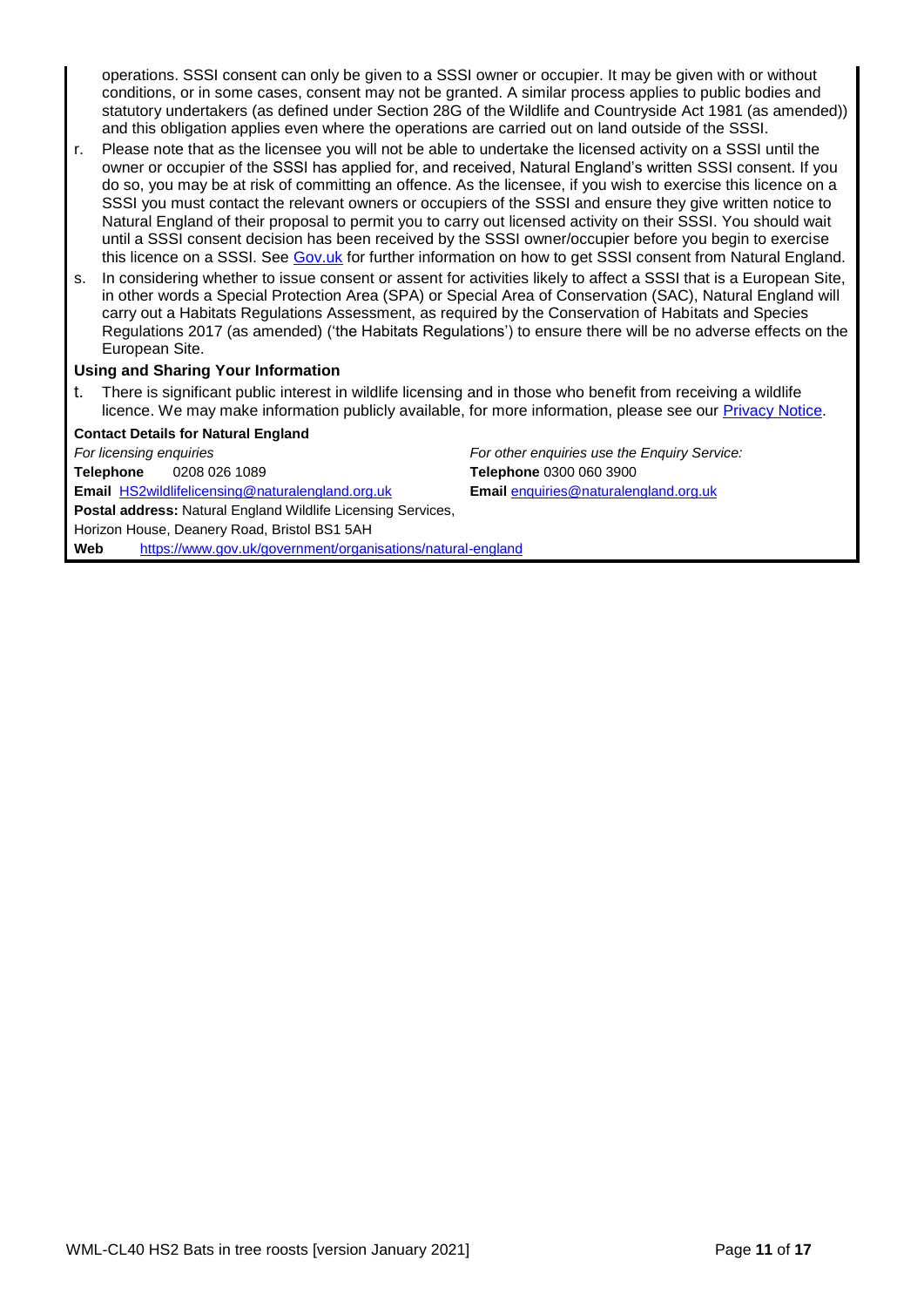operations. SSSI consent can only be given to a SSSI owner or occupier. It may be given with or without conditions, or in some cases, consent may not be granted. A similar process applies to public bodies and statutory undertakers (as defined under Section 28G of the Wildlife and Countryside Act 1981 (as amended)) and this obligation applies even where the operations are carried out on land outside of the SSSI.

r. Please note that as the licensee you will not be able to undertake the licensed activity on a SSSI until the owner or occupier of the SSSI has applied for, and received, Natural England's written SSSI consent. If you do so, you may be at risk of committing an offence. As the licensee, if you wish to exercise this licence on a SSSI you must contact the relevant owners or occupiers of the SSSI and ensure they give written notice to Natural England of their proposal to permit you to carry out licensed activity on their SSSI. You should wait until a SSSI consent decision has been received by the SSSI owner/occupier before you begin to exercise this licence on a SSSI. See [Gov.uk](Gov.uk) for further information on how to get SSSI consent from Natural England.

s. In considering whether to issue consent or assent for activities likely to affect a SSSI that is a European Site, in other words a Special Protection Area (SPA) or Special Area of Conservation (SAC), Natural England will carry out a Habitats Regulations Assessment, as required by the Conservation of Habitats and Species Regulations 2017 (as amended) ('the Habitats Regulations') to ensure there will be no adverse effects on the European Site.

**Using and Sharing Your Information**

t. There is significant public interest in wildlife licensing and in those who benefit from receiving a wildlife licence. We may make information publicly available, for more information, please see our Privacy Notice.

**Contact Details for Natural England**

*For licensing enquiries*
**Telephone** 0208 026 1089
**Email** HS2wildlifelicensing@naturalengland.org.uk
**Postal address:** Natural England Wildlife Licensing Services, Horizon House, Deanery Road, Bristol BS1 5AH
**Web** https://www.gov.uk/government/organisations/natural-england

*For other enquiries use the Enquiry Service:*
**Telephone** 0300 060 3900
**Email** enquiries@naturalengland.org.uk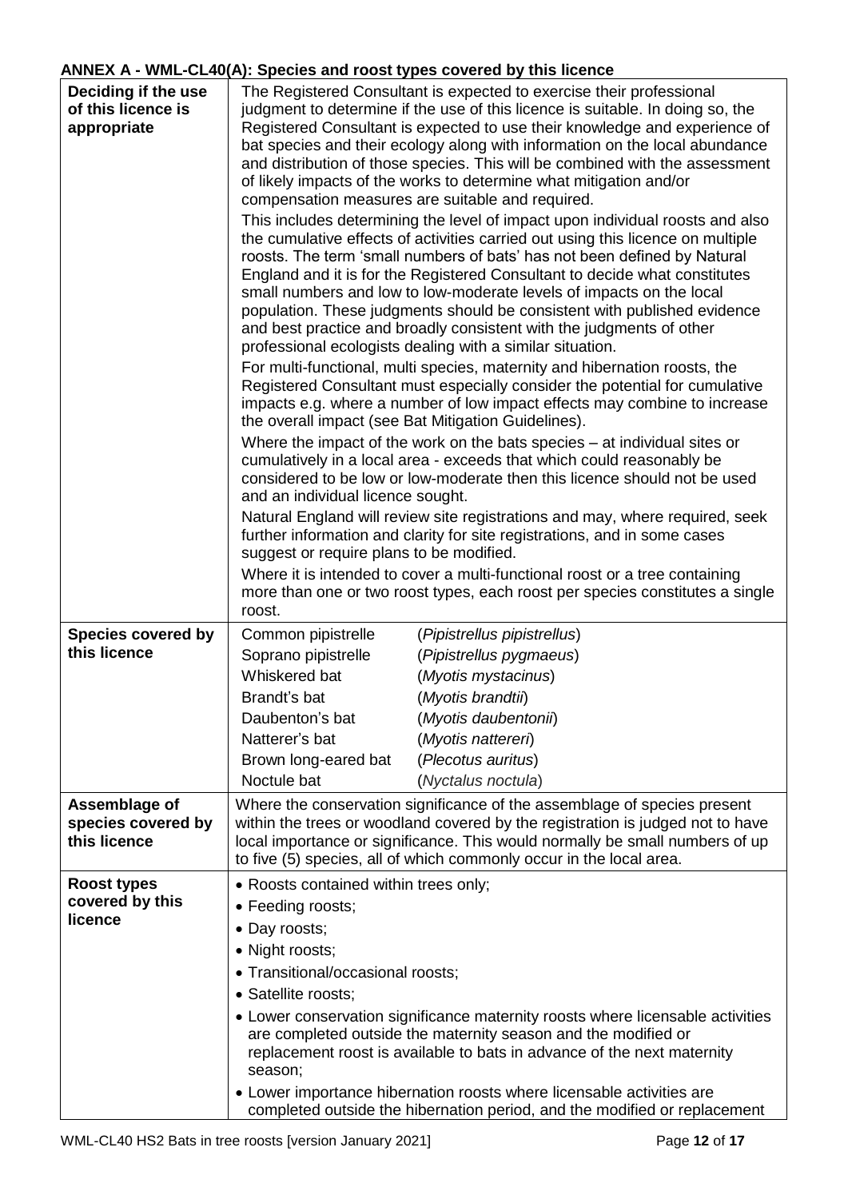### ANNEX A - WML-CL40(A): Species and roost types covered by this licence

| | |
|---|---|
| **Deciding if the use of this licence is appropriate** | The Registered Consultant is expected to exercise their professional judgment to determine if the use of this licence is suitable. In doing so, the Registered Consultant is expected to use their knowledge and experience of bat species and their ecology along with information on the local abundance and distribution of those species. This will be combined with the assessment of likely impacts of the works to determine what mitigation and/or compensation measures are suitable and required.<br>This includes determining the level of impact upon individual roosts and also the cumulative effects of activities carried out using this licence on multiple roosts. The term 'small numbers of bats' has not been defined by Natural England and it is for the Registered Consultant to decide what constitutes small numbers and low to low-moderate levels of impacts on the local population. These judgments should be consistent with published evidence and best practice and broadly consistent with the judgments of other professional ecologists dealing with a similar situation.<br>For multi-functional, multi species, maternity and hibernation roosts, the Registered Consultant must especially consider the potential for cumulative impacts e.g. where a number of low impact effects may combine to increase the overall impact (see Bat Mitigation Guidelines).<br>Where the impact of the work on the bats species – at individual sites or cumulatively in a local area - exceeds that which could reasonably be considered to be low or low-moderate then this licence should not be used and an individual licence sought.<br>Natural England will review site registrations and may, where required, seek further information and clarity for site registrations, and in some cases suggest or require plans to be modified.<br>Where it is intended to cover a multi-functional roost or a tree containing more than one or two roost types, each roost per species constitutes a single roost. |
| **Species covered by this licence** | Common pipistrelle (*Pipistrellus pipistrellus*)<br>Soprano pipistrelle (*Pipistrellus pygmaeus*)<br>Whiskered bat (*Myotis mystacinus*)<br>Brandt's bat (*Myotis brandtii*)<br>Daubenton's bat (*Myotis daubentonii*)<br>Natterer's bat (*Myotis nattereri*)<br>Brown long-eared bat (*Plecotus auritus*)<br>Noctule bat (*Nyctalus noctula*) |
| **Assemblage of species covered by this licence** | Where the conservation significance of the assemblage of species present within the trees or woodland covered by the registration is judged not to have local importance or significance. This would normally be small numbers of up to five (5) species, all of which commonly occur in the local area. |
| **Roost types covered by this licence** | • Roosts contained within trees only;<br>• Feeding roosts;<br>• Day roosts;<br>• Night roosts;<br>• Transitional/occasional roosts;<br>• Satellite roosts;<br>• Lower conservation significance maternity roosts where licensable activities are completed outside the maternity season and the modified or replacement roost is available to bats in advance of the next maternity season;<br>• Lower importance hibernation roosts where licensable activities are completed outside the hibernation period, and the modified or replacement |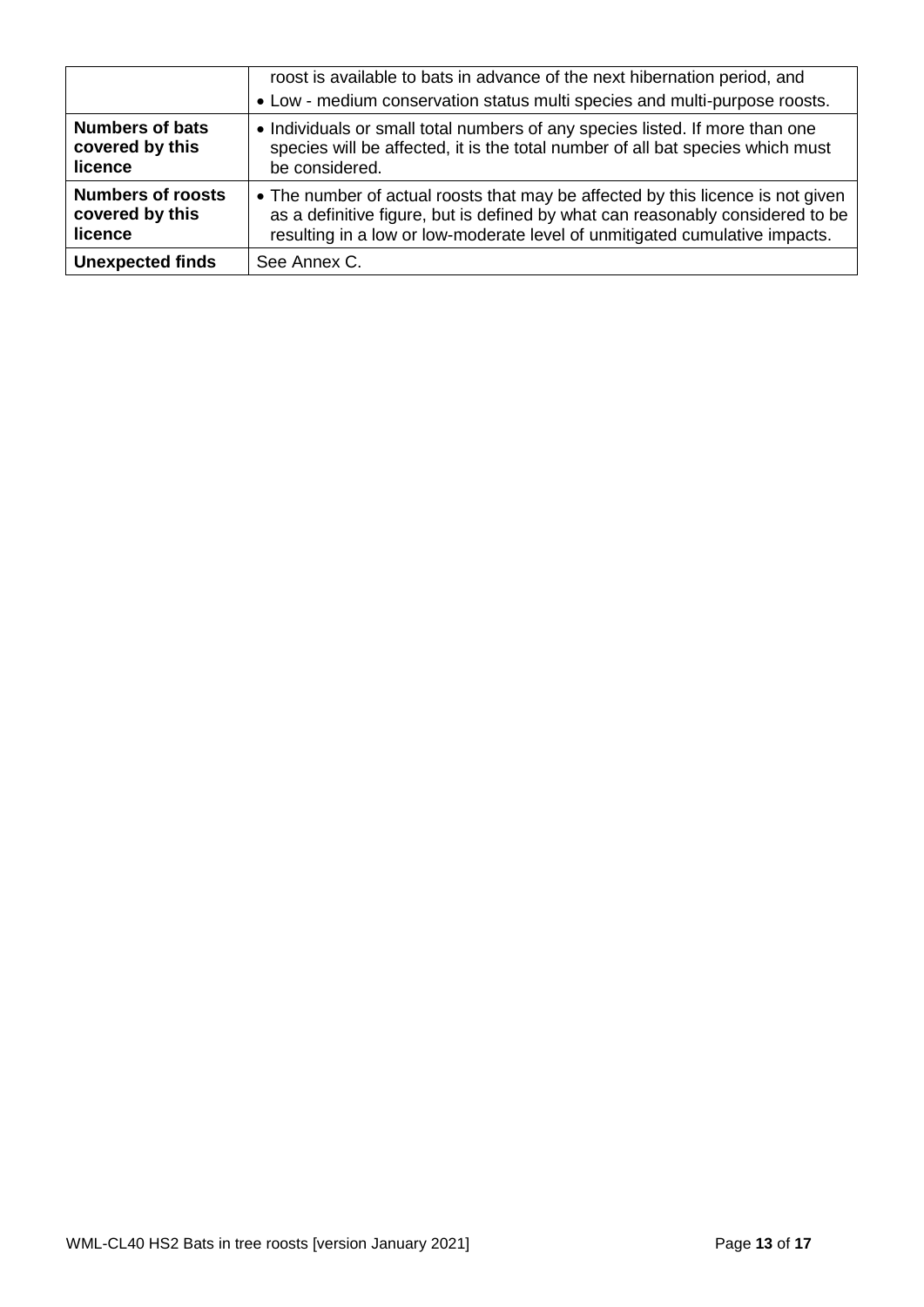| | |
|---|---|
| | roost is available to bats in advance of the next hibernation period, and<br>• Low - medium conservation status multi species and multi-purpose roosts. |
| **Numbers of bats covered by this licence** | • Individuals or small total numbers of any species listed. If more than one species will be affected, it is the total number of all bat species which must be considered. |
| **Numbers of roosts covered by this licence** | • The number of actual roosts that may be affected by this licence is not given as a definitive figure, but is defined by what can reasonably considered to be resulting in a low or low-moderate level of unmitigated cumulative impacts. |
| **Unexpected finds** | See Annex C. |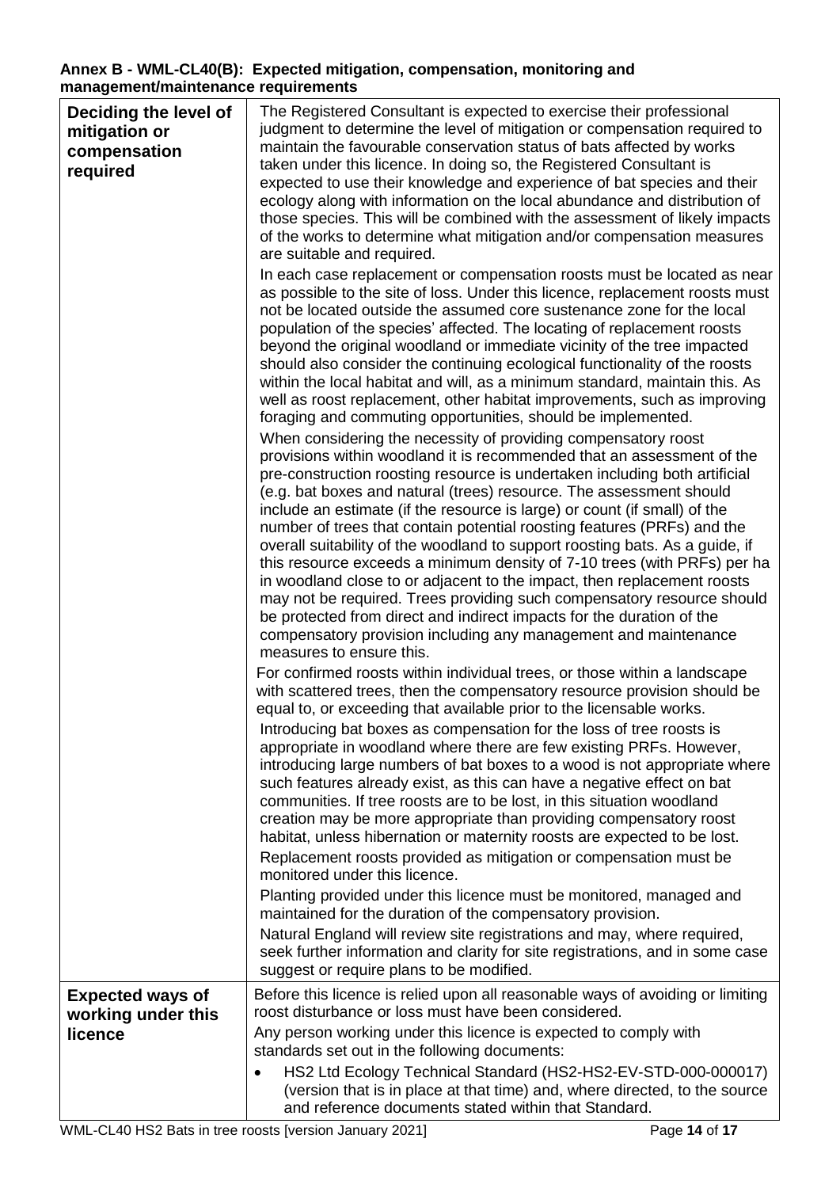**Annex B - WML-CL40(B): Expected mitigation, compensation, monitoring and management/maintenance requirements**

| | |
|---|---|
| **Deciding the level of mitigation or compensation required** | The Registered Consultant is expected to exercise their professional judgment to determine the level of mitigation or compensation required to maintain the favourable conservation status of bats affected by works taken under this licence. In doing so, the Registered Consultant is expected to use their knowledge and experience of bat species and their ecology along with information on the local abundance and distribution of those species. This will be combined with the assessment of likely impacts of the works to determine what mitigation and/or compensation measures are suitable and required.<br><br>In each case replacement or compensation roosts must be located as near as possible to the site of loss. Under this licence, replacement roosts must not be located outside the assumed core sustenance zone for the local population of the species' affected. The locating of replacement roosts beyond the original woodland or immediate vicinity of the tree impacted should also consider the continuing ecological functionality of the roosts within the local habitat and will, as a minimum standard, maintain this. As well as roost replacement, other habitat improvements, such as improving foraging and commuting opportunities, should be implemented.<br><br>When considering the necessity of providing compensatory roost provisions within woodland it is recommended that an assessment of the pre-construction roosting resource is undertaken including both artificial (e.g. bat boxes and natural (trees) resource. The assessment should include an estimate (if the resource is large) or count (if small) of the number of trees that contain potential roosting features (PRFs) and the overall suitability of the woodland to support roosting bats. As a guide, if this resource exceeds a minimum density of 7-10 trees (with PRFs) per ha in woodland close to or adjacent to the impact, then replacement roosts may not be required. Trees providing such compensatory resource should be protected from direct and indirect impacts for the duration of the compensatory provision including any management and maintenance measures to ensure this.<br><br>For confirmed roosts within individual trees, or those within a landscape with scattered trees, then the compensatory resource provision should be equal to, or exceeding that available prior to the licensable works.<br><br>Introducing bat boxes as compensation for the loss of tree roosts is appropriate in woodland where there are few existing PRFs. However, introducing large numbers of bat boxes to a wood is not appropriate where such features already exist, as this can have a negative effect on bat communities. If tree roosts are to be lost, in this situation woodland creation may be more appropriate than providing compensatory roost habitat, unless hibernation or maternity roosts are expected to be lost.<br><br>Replacement roosts provided as mitigation or compensation must be monitored under this licence.<br><br>Planting provided under this licence must be monitored, managed and maintained for the duration of the compensatory provision.<br><br>Natural England will review site registrations and may, where required, seek further information and clarity for site registrations, and in some case suggest or require plans to be modified. |
| **Expected ways of working under this licence** | Before this licence is relied upon all reasonable ways of avoiding or limiting roost disturbance or loss must have been considered.<br><br>Any person working under this licence is expected to comply with standards set out in the following documents:<br><br>• HS2 Ltd Ecology Technical Standard (HS2-HS2-EV-STD-000-000017) (version that is in place at that time) and, where directed, to the source and reference documents stated within that Standard. |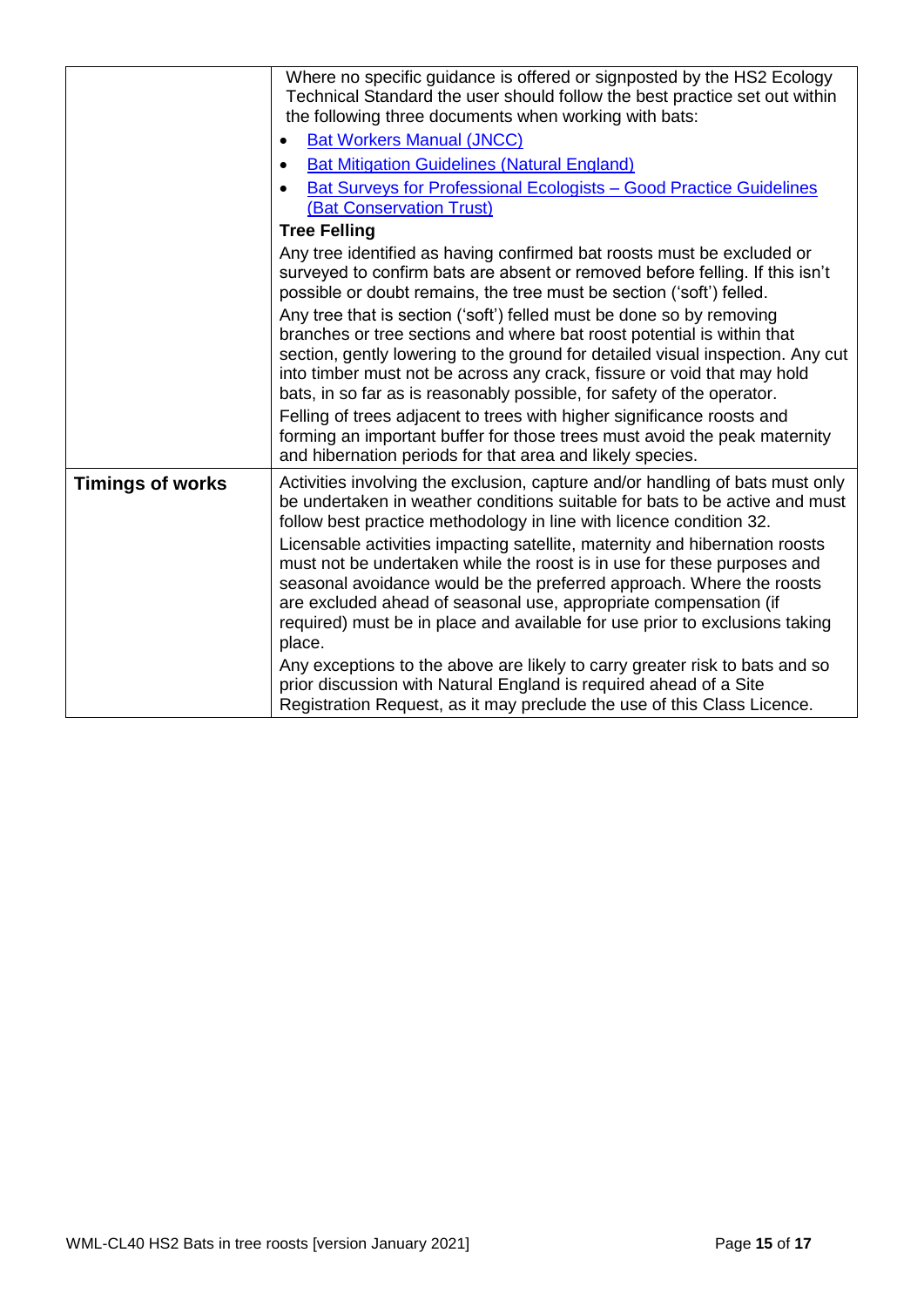| | |
|---|---|
| | Where no specific guidance is offered or signposted by the HS2 Ecology Technical Standard the user should follow the best practice set out within the following three documents when working with bats:<br>• Bat Workers Manual (JNCC)<br>• Bat Mitigation Guidelines (Natural England)<br>• Bat Surveys for Professional Ecologists – Good Practice Guidelines (Bat Conservation Trust)<br>**Tree Felling**<br>Any tree identified as having confirmed bat roosts must be excluded or surveyed to confirm bats are absent or removed before felling. If this isn't possible or doubt remains, the tree must be section ('soft') felled.<br>Any tree that is section ('soft') felled must be done so by removing branches or tree sections and where bat roost potential is within that section, gently lowering to the ground for detailed visual inspection. Any cut into timber must not be across any crack, fissure or void that may hold bats, in so far as is reasonably possible, for safety of the operator.<br>Felling of trees adjacent to trees with higher significance roosts and forming an important buffer for those trees must avoid the peak maternity and hibernation periods for that area and likely species. |
| **Timings of works** | Activities involving the exclusion, capture and/or handling of bats must only be undertaken in weather conditions suitable for bats to be active and must follow best practice methodology in line with licence condition 32.<br>Licensable activities impacting satellite, maternity and hibernation roosts must not be undertaken while the roost is in use for these purposes and seasonal avoidance would be the preferred approach. Where the roosts are excluded ahead of seasonal use, appropriate compensation (if required) must be in place and available for use prior to exclusions taking place.<br>Any exceptions to the above are likely to carry greater risk to bats and so prior discussion with Natural England is required ahead of a Site Registration Request, as it may preclude the use of this Class Licence. |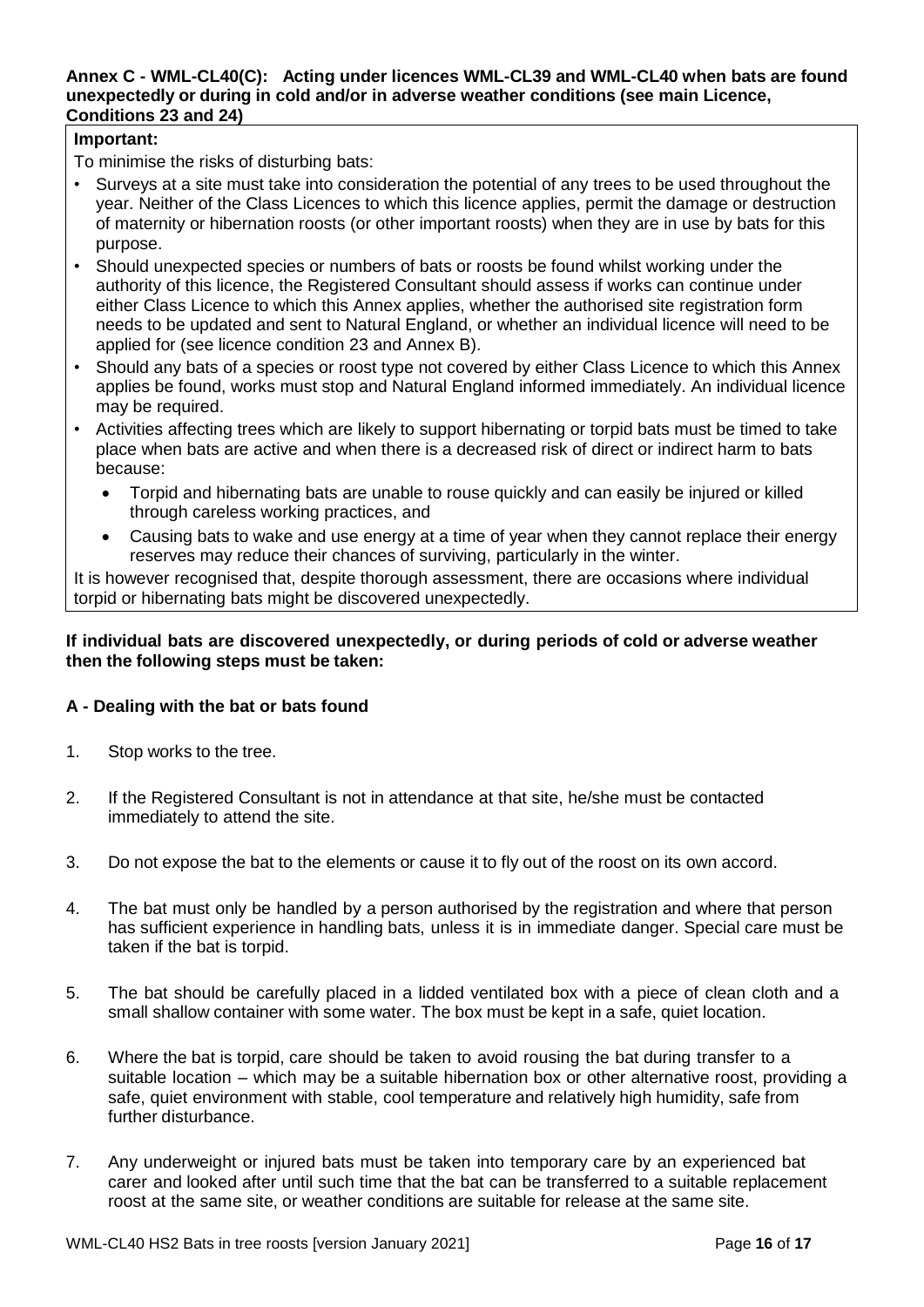**Annex C - WML-CL40(C): Acting under licences WML-CL39 and WML-CL40 when bats are found unexpectedly or during in cold and/or in adverse weather conditions (see main Licence, Conditions 23 and 24)**

**Important:**

To minimise the risks of disturbing bats:

- Surveys at a site must take into consideration the potential of any trees to be used throughout the year. Neither of the Class Licences to which this licence applies, permit the damage or destruction of maternity or hibernation roosts (or other important roosts) when they are in use by bats for this purpose.
- Should unexpected species or numbers of bats or roosts be found whilst working under the authority of this licence, the Registered Consultant should assess if works can continue under either Class Licence to which this Annex applies, whether the authorised site registration form needs to be updated and sent to Natural England, or whether an individual licence will need to be applied for (see licence condition 23 and Annex B).
- Should any bats of a species or roost type not covered by either Class Licence to which this Annex applies be found, works must stop and Natural England informed immediately. An individual licence may be required.
- Activities affecting trees which are likely to support hibernating or torpid bats must be timed to take place when bats are active and when there is a decreased risk of direct or indirect harm to bats because:
  - Torpid and hibernating bats are unable to rouse quickly and can easily be injured or killed through careless working practices, and
  - Causing bats to wake and use energy at a time of year when they cannot replace their energy reserves may reduce their chances of surviving, particularly in the winter.

It is however recognised that, despite thorough assessment, there are occasions where individual torpid or hibernating bats might be discovered unexpectedly.

**If individual bats are discovered unexpectedly, or during periods of cold or adverse weather then the following steps must be taken:**

**A - Dealing with the bat or bats found**

1. Stop works to the tree.
2. If the Registered Consultant is not in attendance at that site, he/she must be contacted immediately to attend the site.
3. Do not expose the bat to the elements or cause it to fly out of the roost on its own accord.
4. The bat must only be handled by a person authorised by the registration and where that person has sufficient experience in handling bats, unless it is in immediate danger. Special care must be taken if the bat is torpid.
5. The bat should be carefully placed in a lidded ventilated box with a piece of clean cloth and a small shallow container with some water. The box must be kept in a safe, quiet location.
6. Where the bat is torpid, care should be taken to avoid rousing the bat during transfer to a suitable location – which may be a suitable hibernation box or other alternative roost, providing a safe, quiet environment with stable, cool temperature and relatively high humidity, safe from further disturbance.
7. Any underweight or injured bats must be taken into temporary care by an experienced bat carer and looked after until such time that the bat can be transferred to a suitable replacement roost at the same site, or weather conditions are suitable for release at the same site.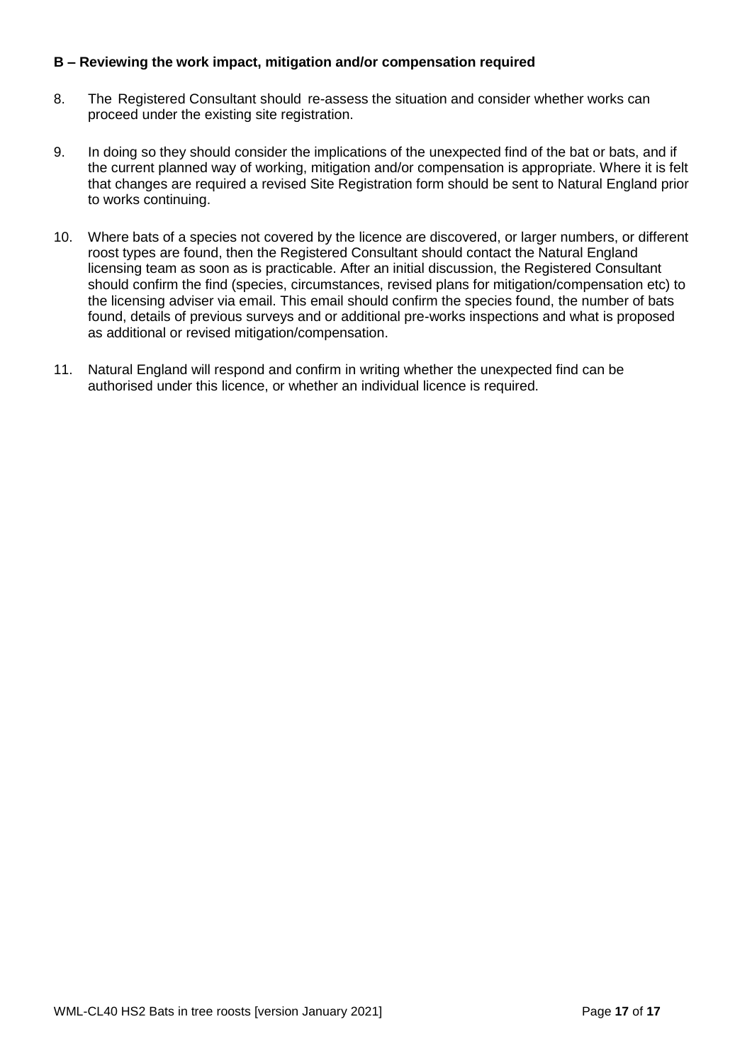**B – Reviewing the work impact, mitigation and/or compensation required**

8. The Registered Consultant should re-assess the situation and consider whether works can proceed under the existing site registration.

9. In doing so they should consider the implications of the unexpected find of the bat or bats, and if the current planned way of working, mitigation and/or compensation is appropriate. Where it is felt that changes are required a revised Site Registration form should be sent to Natural England prior to works continuing.

10. Where bats of a species not covered by the licence are discovered, or larger numbers, or different roost types are found, then the Registered Consultant should contact the Natural England licensing team as soon as is practicable. After an initial discussion, the Registered Consultant should confirm the find (species, circumstances, revised plans for mitigation/compensation etc) to the licensing adviser via email. This email should confirm the species found, the number of bats found, details of previous surveys and or additional pre-works inspections and what is proposed as additional or revised mitigation/compensation.

11. Natural England will respond and confirm in writing whether the unexpected find can be authorised under this licence, or whether an individual licence is required.